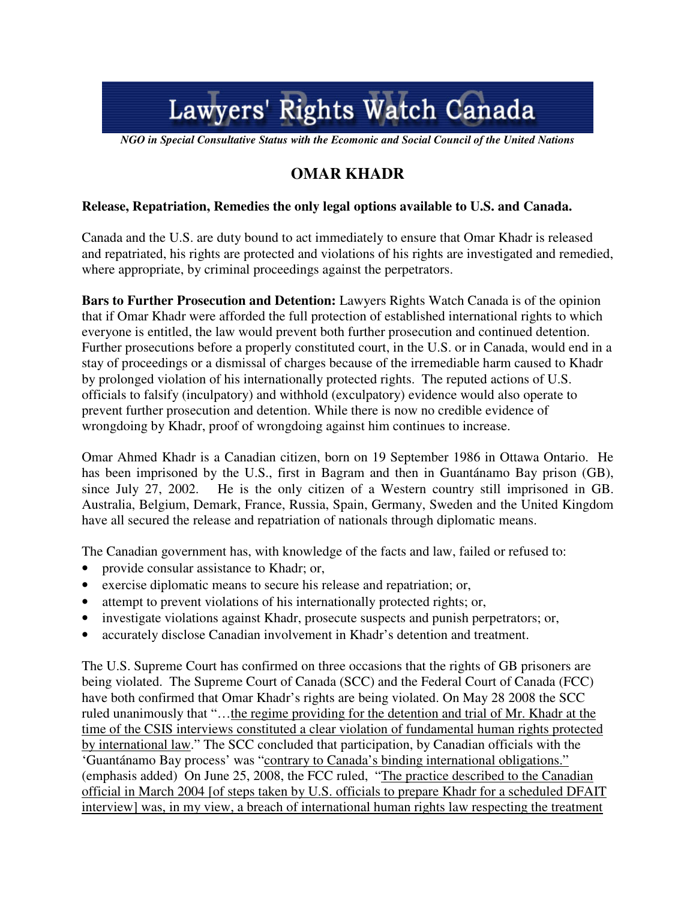# Lawyers' Rights Watch Canada

*NGO in Special Consultative Status with the Ecomonic and Social Council of the United Nations*

## OMAR KHADR

**Release, Repatriation, Remedies the only legal options available to U.S. and Canada.**

Canada and the U.S. are duty bound to act immediately to ensure that Omar Khadr is released and repatriated, his rights are protected and violations of his rights are investigated and remedied, where appropriate, by criminal proceedings against the perpetrators.

**Bars to Further Prosecution and Detention:** Lawyers Rights Watch Canada is of the opinion that if Omar Khadr were afforded the full protection of established international rights to which everyone is entitled, the law would prevent both further prosecution and continued detention. Further prosecutions before a properly constituted court, in the U.S. or in Canada, would end in a stay of proceedings or a dismissal of charges because of the irremediable harm caused to Khadr by prolonged violation of his internationally protected rights. The reputed actions of U.S. officials to falsify (inculpatory) and withhold (exculpatory) evidence would also operate to prevent further prosecution and detention. While there is now no credible evidence of wrongdoing by Khadr, proof of wrongdoing against him continues to increase.

Omar Ahmed Khadr is a Canadian citizen, born on 19 September 1986 in Ottawa Ontario. He has been imprisoned by the U.S., first in Bagram and then in Guantánamo Bay prison (GB), since July 27, 2002. He is the only citizen of a Western country still imprisoned in GB. Australia, Belgium, Demark, France, Russia, Spain, Germany, Sweden and the United Kingdom have all secured the release and repatriation of nationals through diplomatic means.

The Canadian government has, with knowledge of the facts and law, failed or refused to:

- provide consular assistance to Khadr; or,
- exercise diplomatic means to secure his release and repatriation; or,
- attempt to prevent violations of his internationally protected rights; or,
- investigate violations against Khadr, prosecute suspects and punish perpetrators; or,
- accurately disclose Canadian involvement in Khadr's detention and treatment.

The U.S. Supreme Court has confirmed on three occasions that the rights of GB prisoners are being violated. The Supreme Court of Canada (SCC) and the Federal Court of Canada (FCC) have both confirmed that Omar Khadr's rights are being violated. On May 28 2008 the SCC ruled unanimously that "…<u>the regime providing for the detention and trial of Mr. Khadr at the time of the CSIS interviews constituted a clear violation of fundamental human rights protected by international law</u>." The SCC concluded that participation, by Canadian officials with the 'Guantánamo Bay process' was "<u>contrary to Canada's binding international obligations."</u> (emphasis added) On June 25, 2008, the FCC ruled, "<u>The practice described to the Canadian official in March 2004 [of steps taken by U.S. officials to prepare Khadr for a scheduled DFAIT interview] was, in my view, a breach of international human rights law respecting the treatment</u>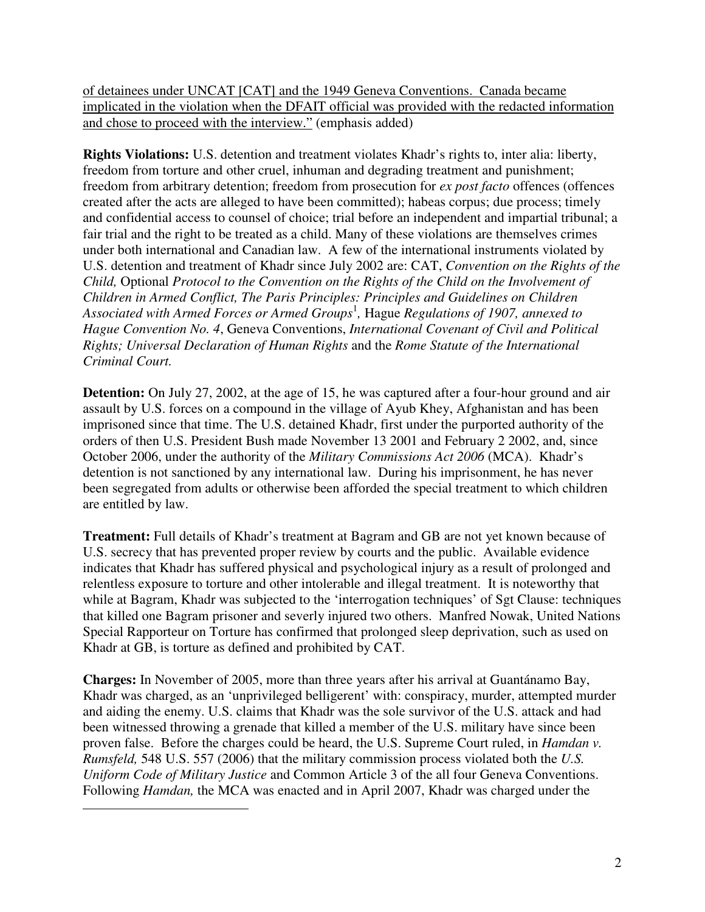of detainees under UNCAT [CAT] and the 1949 Geneva Conventions. Canada became implicated in the violation when the DFAIT official was provided with the redacted information and chose to proceed with the interview." (emphasis added)

**Rights Violations:** U.S. detention and treatment violates Khadr's rights to, inter alia: liberty, freedom from torture and other cruel, inhuman and degrading treatment and punishment; freedom from arbitrary detention; freedom from prosecution for *ex post facto* offences (offences created after the acts are alleged to have been committed); habeas corpus; due process; timely and confidential access to counsel of choice; trial before an independent and impartial tribunal; a fair trial and the right to be treated as a child. Many of these violations are themselves crimes under both international and Canadian law. A few of the international instruments violated by U.S. detention and treatment of Khadr since July 2002 are: CAT, *Convention on the Rights of the Child,* Optional *Protocol to the Convention on the Rights of the Child on the Involvement of Children in Armed Conflict, The Paris Principles: Principles and Guidelines on Children Associated with Armed Forces or Armed Groups*[1]*,* Hague *Regulations of 1907, annexed to Hague Convention No. 4*, Geneva Conventions, *International Covenant of Civil and Political Rights; Universal Declaration of Human Rights* and the *Rome Statute of the International Criminal Court.*

**Detention:** On July 27, 2002, at the age of 15, he was captured after a four-hour ground and air assault by U.S. forces on a compound in the village of Ayub Khey, Afghanistan and has been imprisoned since that time. The U.S. detained Khadr, first under the purported authority of the orders of then U.S. President Bush made November 13 2001 and February 2 2002, and, since October 2006, under the authority of the *Military Commissions Act 2006* (MCA). Khadr's detention is not sanctioned by any international law. During his imprisonment, he has never been segregated from adults or otherwise been afforded the special treatment to which children are entitled by law.

**Treatment:** Full details of Khadr's treatment at Bagram and GB are not yet known because of U.S. secrecy that has prevented proper review by courts and the public. Available evidence indicates that Khadr has suffered physical and psychological injury as a result of prolonged and relentless exposure to torture and other intolerable and illegal treatment. It is noteworthy that while at Bagram, Khadr was subjected to the 'interrogation techniques' of Sgt Clause: techniques that killed one Bagram prisoner and severly injured two others. Manfred Nowak, United Nations Special Rapporteur on Torture has confirmed that prolonged sleep deprivation, such as used on Khadr at GB, is torture as defined and prohibited by CAT.

**Charges:** In November of 2005, more than three years after his arrival at Guantánamo Bay, Khadr was charged, as an 'unprivileged belligerent' with: conspiracy, murder, attempted murder and aiding the enemy. U.S. claims that Khadr was the sole survivor of the U.S. attack and had been witnessed throwing a grenade that killed a member of the U.S. military have since been proven false. Before the charges could be heard, the U.S. Supreme Court ruled, in *Hamdan v. Rumsfeld,* 548 U.S. 557 (2006) that the military commission process violated both the *U.S. Uniform Code of Military Justice* and Common Article 3 of the all four Geneva Conventions. Following *Hamdan,* the MCA was enacted and in April 2007, Khadr was charged under the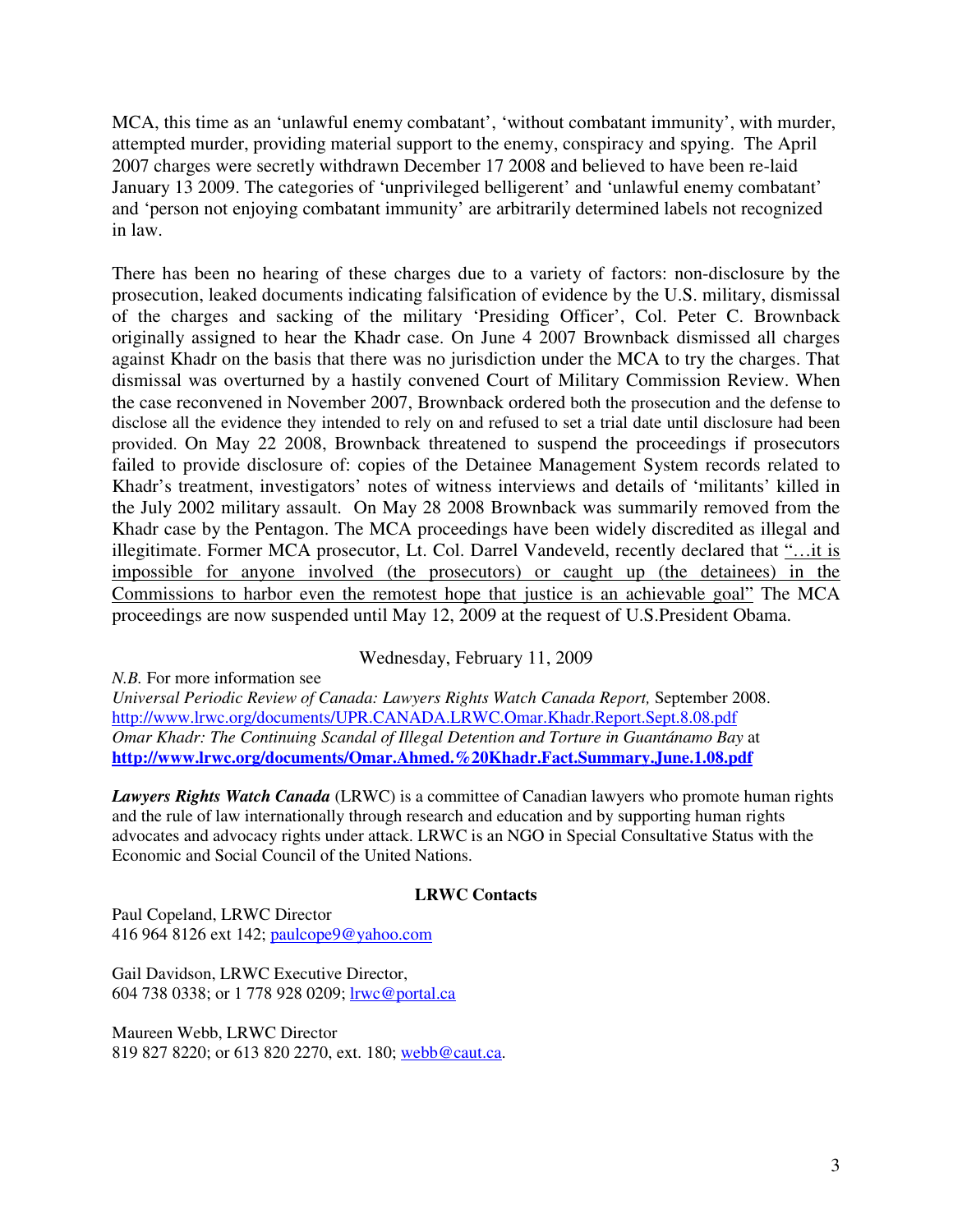MCA, this time as an 'unlawful enemy combatant', 'without combatant immunity', with murder, attempted murder, providing material support to the enemy, conspiracy and spying. The April 2007 charges were secretly withdrawn December 17 2008 and believed to have been re-laid January 13 2009. The categories of 'unprivileged belligerent' and 'unlawful enemy combatant' and 'person not enjoying combatant immunity' are arbitrarily determined labels not recognized in law.

There has been no hearing of these charges due to a variety of factors: non-disclosure by the prosecution, leaked documents indicating falsification of evidence by the U.S. military, dismissal of the charges and sacking of the military 'Presiding Officer', Col. Peter C. Brownback originally assigned to hear the Khadr case. On June 4 2007 Brownback dismissed all charges against Khadr on the basis that there was no jurisdiction under the MCA to try the charges. That dismissal was overturned by a hastily convened Court of Military Commission Review. When the case reconvened in November 2007, Brownback ordered both the prosecution and the defense to disclose all the evidence they intended to rely on and refused to set a trial date until disclosure had been provided. On May 22 2008, Brownback threatened to suspend the proceedings if prosecutors failed to provide disclosure of: copies of the Detainee Management System records related to Khadr's treatment, investigators' notes of witness interviews and details of 'militants' killed in the July 2002 military assault. On May 28 2008 Brownback was summarily removed from the Khadr case by the Pentagon. The MCA proceedings have been widely discredited as illegal and illegitimate. Former MCA prosecutor, Lt. Col. Darrel Vandeveld, recently declared that "…it is impossible for anyone involved (the prosecutors) or caught up (the detainees) in the Commissions to harbor even the remotest hope that justice is an achievable goal" The MCA proceedings are now suspended until May 12, 2009 at the request of U.S.President Obama.

Wednesday, February 11, 2009

*N.B.* For more information see
*Universal Periodic Review of Canada: Lawyers Rights Watch Canada Report,* September 2008.
http://www.lrwc.org/documents/UPR.CANADA.LRWC.Omar.Khadr.Report.Sept.8.08.pdf
*Omar Khadr: The Continuing Scandal of Illegal Detention and Torture in Guantánamo Bay* at
**http://www.lrwc.org/documents/Omar.Ahmed.%20Khadr.Fact.Summary.June.1.08.pdf**

***Lawyers Rights Watch Canada*** (LRWC) is a committee of Canadian lawyers who promote human rights and the rule of law internationally through research and education and by supporting human rights advocates and advocacy rights under attack. LRWC is an NGO in Special Consultative Status with the Economic and Social Council of the United Nations.

**LRWC Contacts**

Paul Copeland, LRWC Director
416 964 8126 ext 142; paulcope9@yahoo.com

Gail Davidson, LRWC Executive Director,
604 738 0338; or 1 778 928 0209; lrwc@portal.ca

Maureen Webb, LRWC Director
819 827 8220; or 613 820 2270, ext. 180; webb@caut.ca.